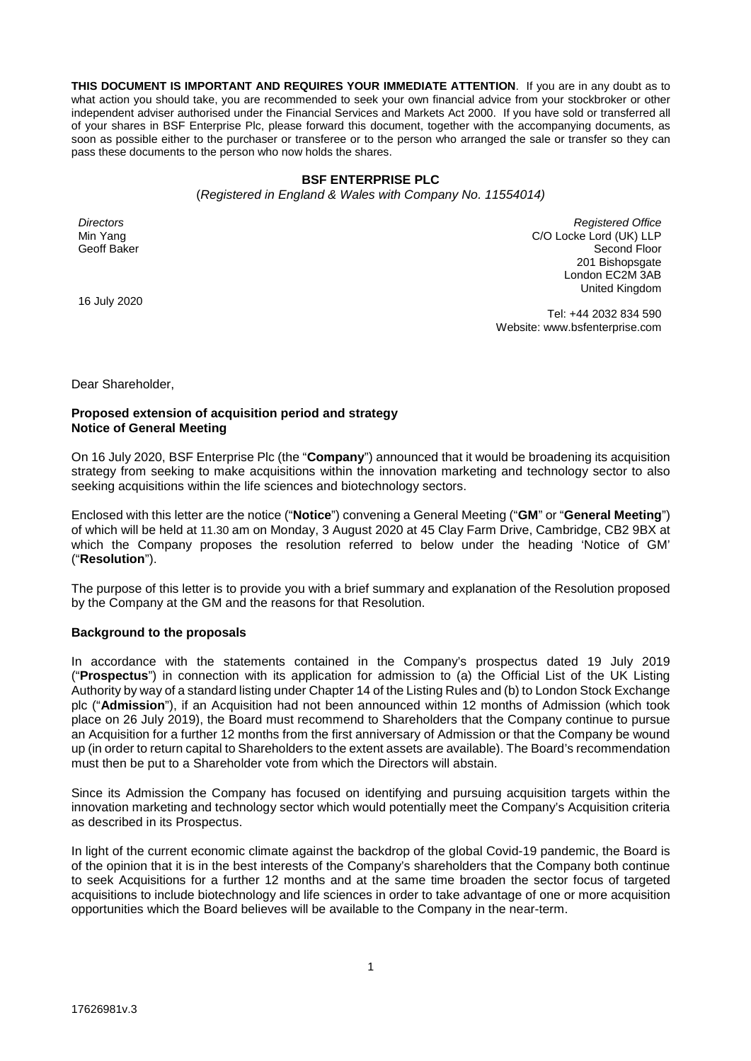**THIS DOCUMENT IS IMPORTANT AND REQUIRES YOUR IMMEDIATE ATTENTION**. If you are in any doubt as to what action you should take, you are recommended to seek your own financial advice from your stockbroker or other independent adviser authorised under the Financial Services and Markets Act 2000. If you have sold or transferred all of your shares in BSF Enterprise Plc, please forward this document, together with the accompanying documents, as soon as possible either to the purchaser or transferee or to the person who arranged the sale or transfer so they can pass these documents to the person who now holds the shares.

# BSF ENTERPRISE PLC

(*Registered in England & Wales with Company No. 11554014)*

*Directors*
Min Yang
Geoff Baker

*Registered Office*
C/O Locke Lord (UK) LLP
Second Floor
201 Bishopsgate
London EC2M 3AB
United Kingdom

16 July 2020

Tel: +44 2032 834 590
Website: www.bsfenterprise.com

Dear Shareholder,

**Proposed extension of acquisition period and strategy**
**Notice of General Meeting**

On 16 July 2020, BSF Enterprise Plc (the "**Company**") announced that it would be broadening its acquisition strategy from seeking to make acquisitions within the innovation marketing and technology sector to also seeking acquisitions within the life sciences and biotechnology sectors.

Enclosed with this letter are the notice ("**Notice**") convening a General Meeting ("**GM**" or "**General Meeting**") of which will be held at 11.30 am on Monday, 3 August 2020 at 45 Clay Farm Drive, Cambridge, CB2 9BX at which the Company proposes the resolution referred to below under the heading 'Notice of GM' ("**Resolution**").

The purpose of this letter is to provide you with a brief summary and explanation of the Resolution proposed by the Company at the GM and the reasons for that Resolution.

**Background to the proposals**

In accordance with the statements contained in the Company's prospectus dated 19 July 2019 ("**Prospectus**") in connection with its application for admission to (a) the Official List of the UK Listing Authority by way of a standard listing under Chapter 14 of the Listing Rules and (b) to London Stock Exchange plc ("**Admission**"), if an Acquisition had not been announced within 12 months of Admission (which took place on 26 July 2019), the Board must recommend to Shareholders that the Company continue to pursue an Acquisition for a further 12 months from the first anniversary of Admission or that the Company be wound up (in order to return capital to Shareholders to the extent assets are available). The Board's recommendation must then be put to a Shareholder vote from which the Directors will abstain.

Since its Admission the Company has focused on identifying and pursuing acquisition targets within the innovation marketing and technology sector which would potentially meet the Company's Acquisition criteria as described in its Prospectus.

In light of the current economic climate against the backdrop of the global Covid-19 pandemic, the Board is of the opinion that it is in the best interests of the Company's shareholders that the Company both continue to seek Acquisitions for a further 12 months and at the same time broaden the sector focus of targeted acquisitions to include biotechnology and life sciences in order to take advantage of one or more acquisition opportunities which the Board believes will be available to the Company in the near-term.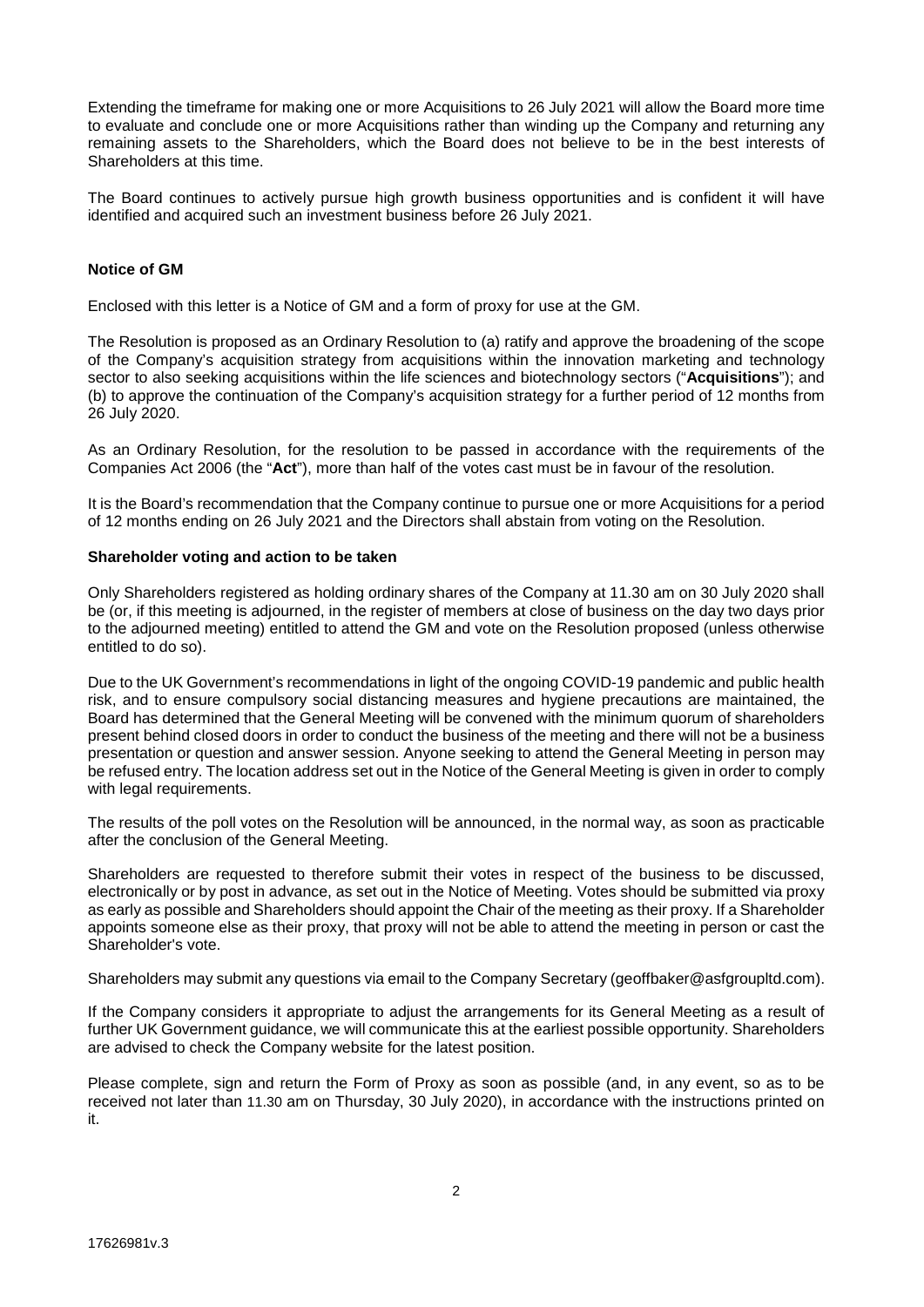Extending the timeframe for making one or more Acquisitions to 26 July 2021 will allow the Board more time to evaluate and conclude one or more Acquisitions rather than winding up the Company and returning any remaining assets to the Shareholders, which the Board does not believe to be in the best interests of Shareholders at this time.

The Board continues to actively pursue high growth business opportunities and is confident it will have identified and acquired such an investment business before 26 July 2021.

**Notice of GM**

Enclosed with this letter is a Notice of GM and a form of proxy for use at the GM.

The Resolution is proposed as an Ordinary Resolution to (a) ratify and approve the broadening of the scope of the Company's acquisition strategy from acquisitions within the innovation marketing and technology sector to also seeking acquisitions within the life sciences and biotechnology sectors ("**Acquisitions**"); and (b) to approve the continuation of the Company's acquisition strategy for a further period of 12 months from 26 July 2020.

As an Ordinary Resolution, for the resolution to be passed in accordance with the requirements of the Companies Act 2006 (the "**Act**"), more than half of the votes cast must be in favour of the resolution.

It is the Board's recommendation that the Company continue to pursue one or more Acquisitions for a period of 12 months ending on 26 July 2021 and the Directors shall abstain from voting on the Resolution.

**Shareholder voting and action to be taken**

Only Shareholders registered as holding ordinary shares of the Company at 11.30 am on 30 July 2020 shall be (or, if this meeting is adjourned, in the register of members at close of business on the day two days prior to the adjourned meeting) entitled to attend the GM and vote on the Resolution proposed (unless otherwise entitled to do so).

Due to the UK Government's recommendations in light of the ongoing COVID-19 pandemic and public health risk, and to ensure compulsory social distancing measures and hygiene precautions are maintained, the Board has determined that the General Meeting will be convened with the minimum quorum of shareholders present behind closed doors in order to conduct the business of the meeting and there will not be a business presentation or question and answer session. Anyone seeking to attend the General Meeting in person may be refused entry. The location address set out in the Notice of the General Meeting is given in order to comply with legal requirements.

The results of the poll votes on the Resolution will be announced, in the normal way, as soon as practicable after the conclusion of the General Meeting.

Shareholders are requested to therefore submit their votes in respect of the business to be discussed, electronically or by post in advance, as set out in the Notice of Meeting. Votes should be submitted via proxy as early as possible and Shareholders should appoint the Chair of the meeting as their proxy. If a Shareholder appoints someone else as their proxy, that proxy will not be able to attend the meeting in person or cast the Shareholder's vote.

Shareholders may submit any questions via email to the Company Secretary (geoffbaker@asfgroupltd.com).

If the Company considers it appropriate to adjust the arrangements for its General Meeting as a result of further UK Government guidance, we will communicate this at the earliest possible opportunity. Shareholders are advised to check the Company website for the latest position.

Please complete, sign and return the Form of Proxy as soon as possible (and, in any event, so as to be received not later than 11.30 am on Thursday, 30 July 2020), in accordance with the instructions printed on it.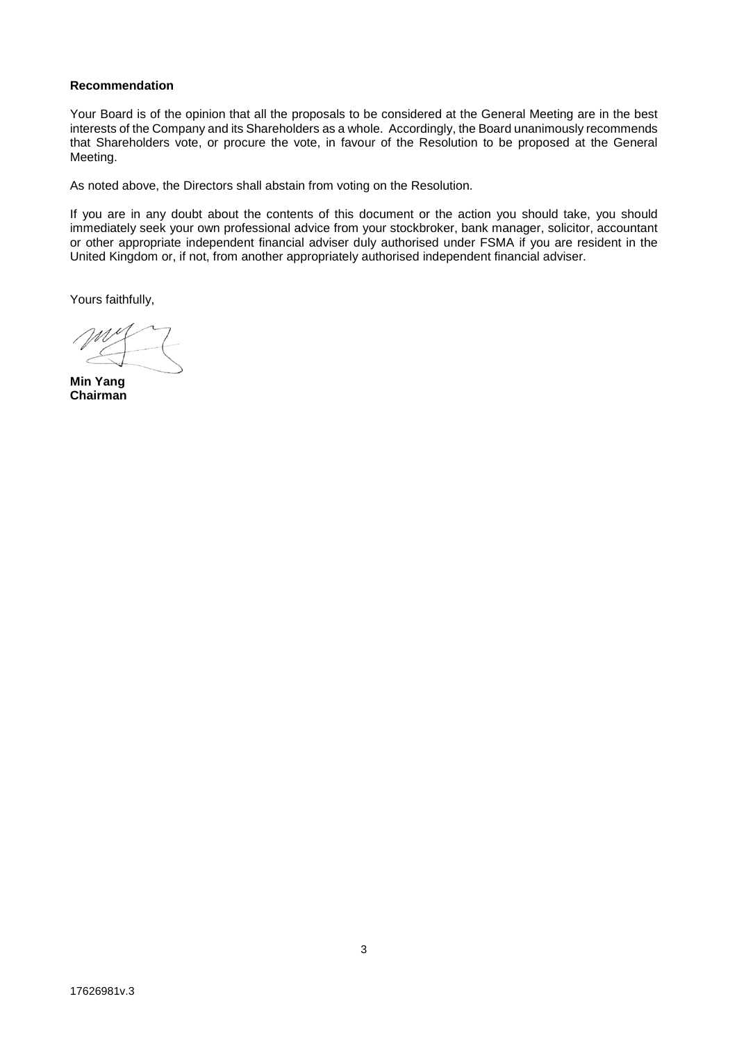**Recommendation**

Your Board is of the opinion that all the proposals to be considered at the General Meeting are in the best interests of the Company and its Shareholders as a whole. Accordingly, the Board unanimously recommends that Shareholders vote, or procure the vote, in favour of the Resolution to be proposed at the General Meeting.

As noted above, the Directors shall abstain from voting on the Resolution.

If you are in any doubt about the contents of this document or the action you should take, you should immediately seek your own professional advice from your stockbroker, bank manager, solicitor, accountant or other appropriate independent financial adviser duly authorised under FSMA if you are resident in the United Kingdom or, if not, from another appropriately authorised independent financial adviser.

Yours faithfully,

**Min Yang**
**Chairman**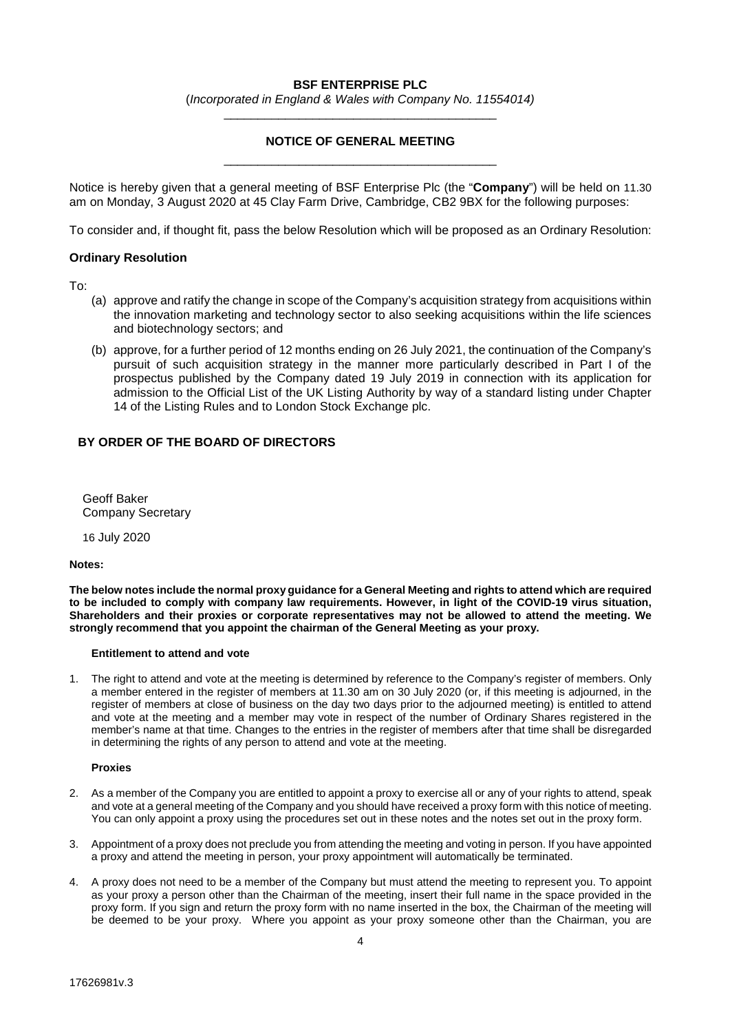**BSF ENTERPRISE PLC**

(*Incorporated in England & Wales with Company No. 11554014*)

---

**NOTICE OF GENERAL MEETING**

---

Notice is hereby given that a general meeting of BSF Enterprise Plc (the "**Company**") will be held on 11.30 am on Monday, 3 August 2020 at 45 Clay Farm Drive, Cambridge, CB2 9BX for the following purposes:

To consider and, if thought fit, pass the below Resolution which will be proposed as an Ordinary Resolution:

**Ordinary Resolution**

To:

(a) approve and ratify the change in scope of the Company's acquisition strategy from acquisitions within the innovation marketing and technology sector to also seeking acquisitions within the life sciences and biotechnology sectors; and

(b) approve, for a further period of 12 months ending on 26 July 2021, the continuation of the Company's pursuit of such acquisition strategy in the manner more particularly described in Part I of the prospectus published by the Company dated 19 July 2019 in connection with its application for admission to the Official List of the UK Listing Authority by way of a standard listing under Chapter 14 of the Listing Rules and to London Stock Exchange plc.

**BY ORDER OF THE BOARD OF DIRECTORS**

Geoff Baker
Company Secretary

16 July 2020

**Notes:**

**The below notes include the normal proxy guidance for a General Meeting and rights to attend which are required to be included to comply with company law requirements. However, in light of the COVID-19 virus situation, Shareholders and their proxies or corporate representatives may not be allowed to attend the meeting. We strongly recommend that you appoint the chairman of the General Meeting as your proxy.**

**Entitlement to attend and vote**

1. The right to attend and vote at the meeting is determined by reference to the Company's register of members. Only a member entered in the register of members at 11.30 am on 30 July 2020 (or, if this meeting is adjourned, in the register of members at close of business on the day two days prior to the adjourned meeting) is entitled to attend and vote at the meeting and a member may vote in respect of the number of Ordinary Shares registered in the member's name at that time. Changes to the entries in the register of members after that time shall be disregarded in determining the rights of any person to attend and vote at the meeting.

**Proxies**

2. As a member of the Company you are entitled to appoint a proxy to exercise all or any of your rights to attend, speak and vote at a general meeting of the Company and you should have received a proxy form with this notice of meeting. You can only appoint a proxy using the procedures set out in these notes and the notes set out in the proxy form.

3. Appointment of a proxy does not preclude you from attending the meeting and voting in person. If you have appointed a proxy and attend the meeting in person, your proxy appointment will automatically be terminated.

4. A proxy does not need to be a member of the Company but must attend the meeting to represent you. To appoint as your proxy a person other than the Chairman of the meeting, insert their full name in the space provided in the proxy form. If you sign and return the proxy form with no name inserted in the box, the Chairman of the meeting will be deemed to be your proxy. Where you appoint as your proxy someone other than the Chairman, you are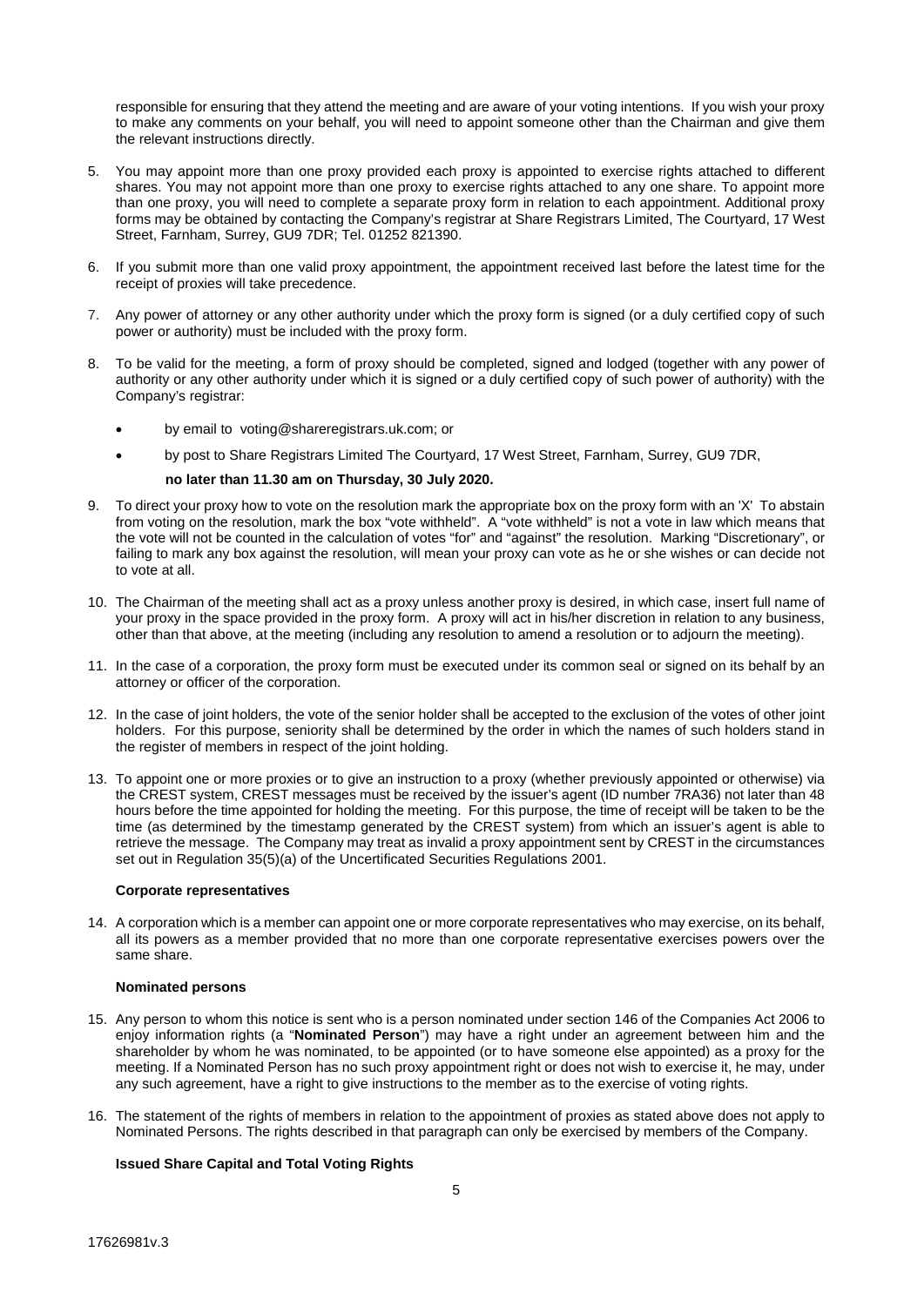responsible for ensuring that they attend the meeting and are aware of your voting intentions. If you wish your proxy to make any comments on your behalf, you will need to appoint someone other than the Chairman and give them the relevant instructions directly.

5. You may appoint more than one proxy provided each proxy is appointed to exercise rights attached to different shares. You may not appoint more than one proxy to exercise rights attached to any one share. To appoint more than one proxy, you will need to complete a separate proxy form in relation to each appointment. Additional proxy forms may be obtained by contacting the Company's registrar at Share Registrars Limited, The Courtyard, 17 West Street, Farnham, Surrey, GU9 7DR; Tel. 01252 821390.

6. If you submit more than one valid proxy appointment, the appointment received last before the latest time for the receipt of proxies will take precedence.

7. Any power of attorney or any other authority under which the proxy form is signed (or a duly certified copy of such power or authority) must be included with the proxy form.

8. To be valid for the meeting, a form of proxy should be completed, signed and lodged (together with any power of authority or any other authority under which it is signed or a duly certified copy of such power of authority) with the Company's registrar:

   - by email to voting@shareregistrars.uk.com; or
   - by post to Share Registrars Limited The Courtyard, 17 West Street, Farnham, Surrey, GU9 7DR,

   **no later than 11.30 am on Thursday, 30 July 2020.**

9. To direct your proxy how to vote on the resolution mark the appropriate box on the proxy form with an 'X' To abstain from voting on the resolution, mark the box "vote withheld". A "vote withheld" is not a vote in law which means that the vote will not be counted in the calculation of votes "for" and "against" the resolution. Marking "Discretionary", or failing to mark any box against the resolution, will mean your proxy can vote as he or she wishes or can decide not to vote at all.

10. The Chairman of the meeting shall act as a proxy unless another proxy is desired, in which case, insert full name of your proxy in the space provided in the proxy form. A proxy will act in his/her discretion in relation to any business, other than that above, at the meeting (including any resolution to amend a resolution or to adjourn the meeting).

11. In the case of a corporation, the proxy form must be executed under its common seal or signed on its behalf by an attorney or officer of the corporation.

12. In the case of joint holders, the vote of the senior holder shall be accepted to the exclusion of the votes of other joint holders. For this purpose, seniority shall be determined by the order in which the names of such holders stand in the register of members in respect of the joint holding.

13. To appoint one or more proxies or to give an instruction to a proxy (whether previously appointed or otherwise) via the CREST system, CREST messages must be received by the issuer's agent (ID number 7RA36) not later than 48 hours before the time appointed for holding the meeting. For this purpose, the time of receipt will be taken to be the time (as determined by the timestamp generated by the CREST system) from which an issuer's agent is able to retrieve the message. The Company may treat as invalid a proxy appointment sent by CREST in the circumstances set out in Regulation 35(5)(a) of the Uncertificated Securities Regulations 2001.

**Corporate representatives**

14. A corporation which is a member can appoint one or more corporate representatives who may exercise, on its behalf, all its powers as a member provided that no more than one corporate representative exercises powers over the same share.

**Nominated persons**

15. Any person to whom this notice is sent who is a person nominated under section 146 of the Companies Act 2006 to enjoy information rights (a "**Nominated Person**") may have a right under an agreement between him and the shareholder by whom he was nominated, to be appointed (or to have someone else appointed) as a proxy for the meeting. If a Nominated Person has no such proxy appointment right or does not wish to exercise it, he may, under any such agreement, have a right to give instructions to the member as to the exercise of voting rights.

16. The statement of the rights of members in relation to the appointment of proxies as stated above does not apply to Nominated Persons. The rights described in that paragraph can only be exercised by members of the Company.

**Issued Share Capital and Total Voting Rights**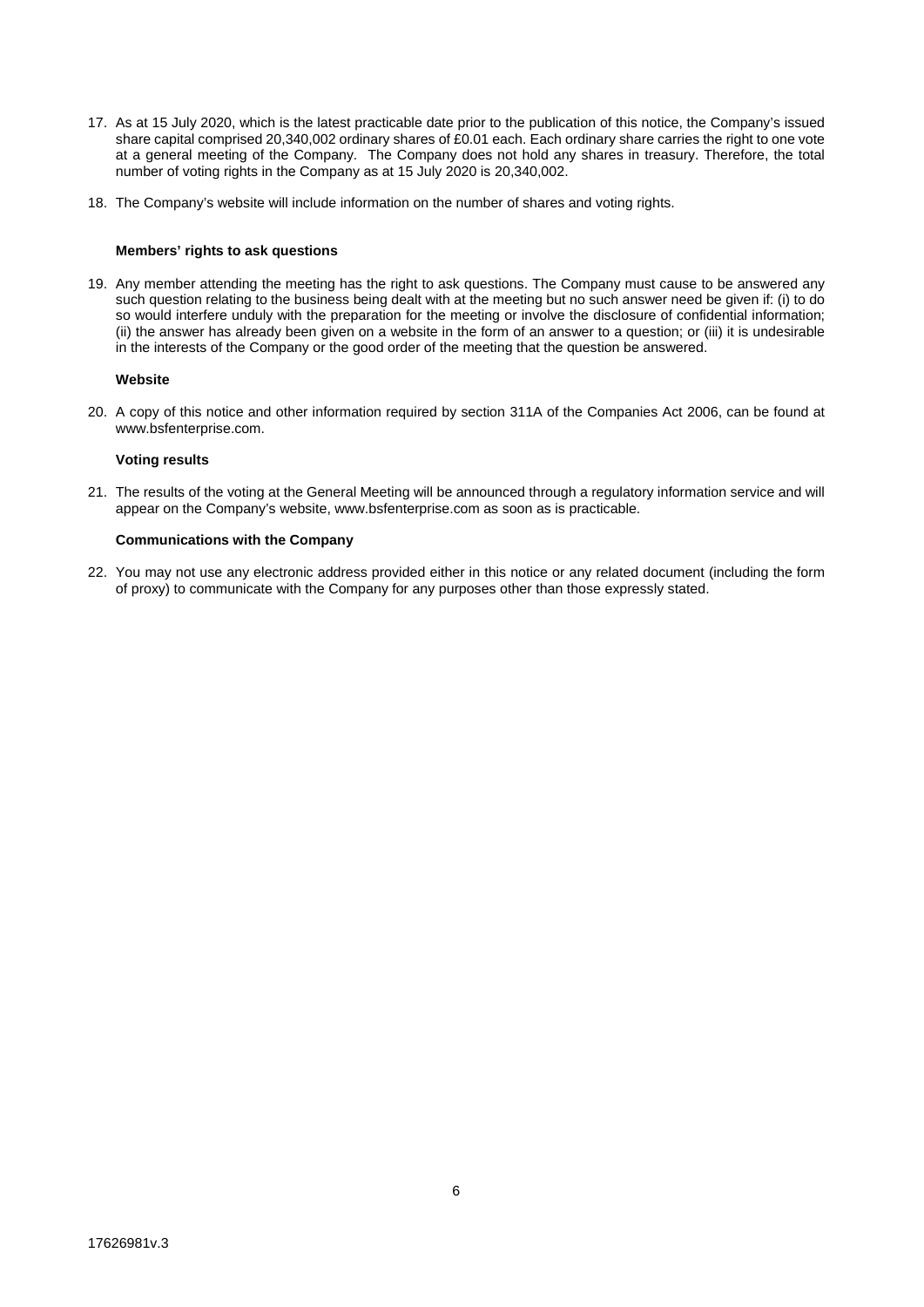17. As at 15 July 2020, which is the latest practicable date prior to the publication of this notice, the Company's issued share capital comprised 20,340,002 ordinary shares of £0.01 each. Each ordinary share carries the right to one vote at a general meeting of the Company. The Company does not hold any shares in treasury. Therefore, the total number of voting rights in the Company as at 15 July 2020 is 20,340,002.

18. The Company's website will include information on the number of shares and voting rights.

**Members' rights to ask questions**

19. Any member attending the meeting has the right to ask questions. The Company must cause to be answered any such question relating to the business being dealt with at the meeting but no such answer need be given if: (i) to do so would interfere unduly with the preparation for the meeting or involve the disclosure of confidential information; (ii) the answer has already been given on a website in the form of an answer to a question; or (iii) it is undesirable in the interests of the Company or the good order of the meeting that the question be answered.

**Website**

20. A copy of this notice and other information required by section 311A of the Companies Act 2006, can be found at www.bsfenterprise.com.

**Voting results**

21. The results of the voting at the General Meeting will be announced through a regulatory information service and will appear on the Company's website, www.bsfenterprise.com as soon as is practicable.

**Communications with the Company**

22. You may not use any electronic address provided either in this notice or any related document (including the form of proxy) to communicate with the Company for any purposes other than those expressly stated.

17626981v.3